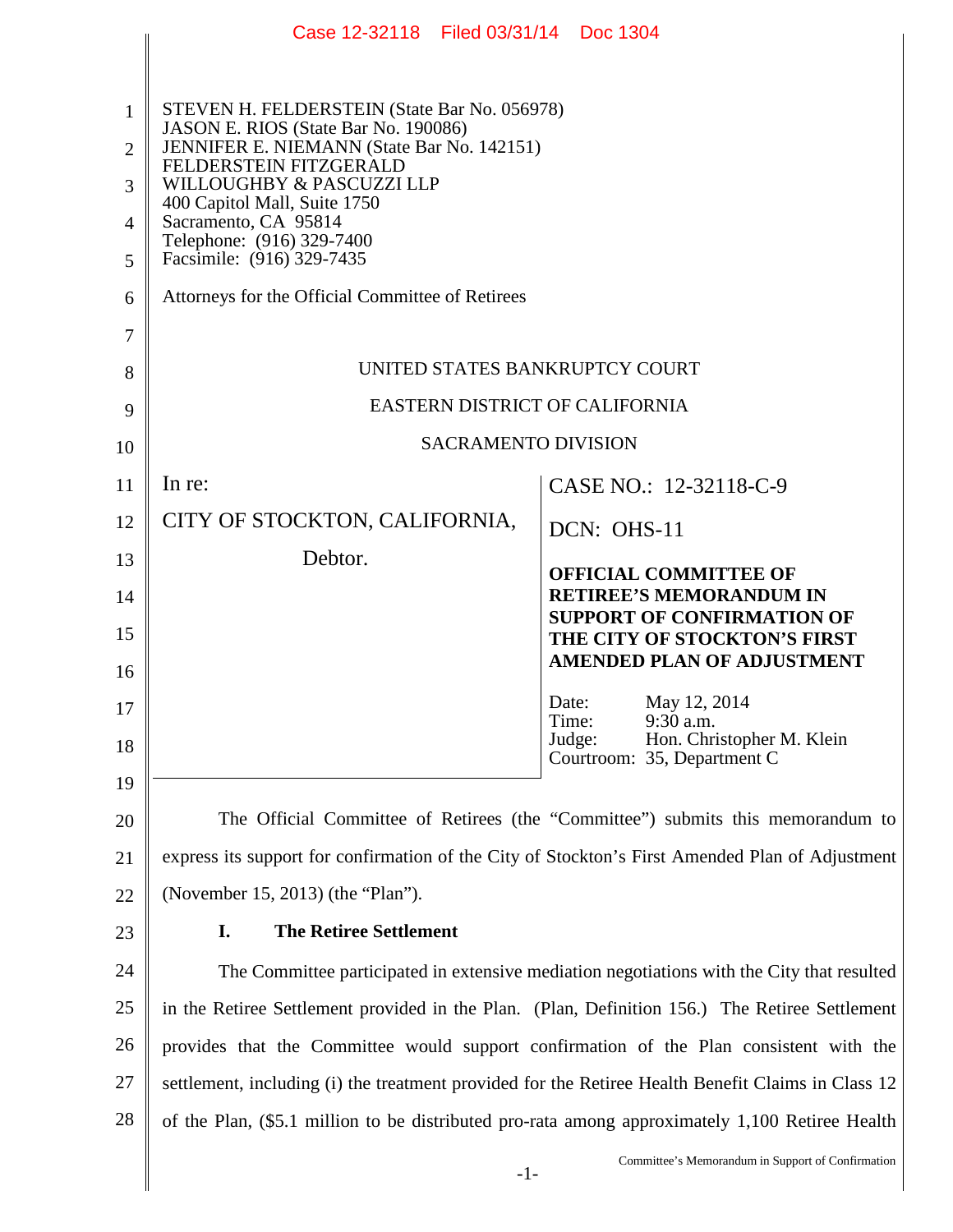STEVEN H. FELDERSTEIN (State Bar No. 056978)
JASON E. RIOS (State Bar No. 190086)
JENNIFER E. NIEMANN (State Bar No. 142151)
FELDERSTEIN FITZGERALD
WILLOUGHBY & PASCUZZI LLP
400 Capitol Mall, Suite 1750
Sacramento, CA 95814
Telephone: (916) 329-7400
Facsimile: (916) 329-7435

Attorneys for the Official Committee of Retirees

UNITED STATES BANKRUPTCY COURT

EASTERN DISTRICT OF CALIFORNIA

SACRAMENTO DIVISION

| | |
|---|---|
| In re:<br><br>CITY OF STOCKTON, CALIFORNIA,<br><br>Debtor. | CASE NO.: 12-32118-C-9<br><br>DCN: OHS-11<br><br>**OFFICIAL COMMITTEE OF RETIREE'S MEMORANDUM IN SUPPORT OF CONFIRMATION OF THE CITY OF STOCKTON'S FIRST AMENDED PLAN OF ADJUSTMENT**<br><br>Date: May 12, 2014<br>Time: 9:30 a.m.<br>Judge: Hon. Christopher M. Klein<br>Courtroom: 35, Department C |

The Official Committee of Retirees (the "Committee") submits this memorandum to express its support for confirmation of the City of Stockton's First Amended Plan of Adjustment (November 15, 2013) (the "Plan").

## I. The Retiree Settlement

The Committee participated in extensive mediation negotiations with the City that resulted in the Retiree Settlement provided in the Plan. (Plan, Definition 156.) The Retiree Settlement provides that the Committee would support confirmation of the Plan consistent with the settlement, including (i) the treatment provided for the Retiree Health Benefit Claims in Class 12 of the Plan, ($5.1 million to be distributed pro-rata among approximately 1,100 Retiree Health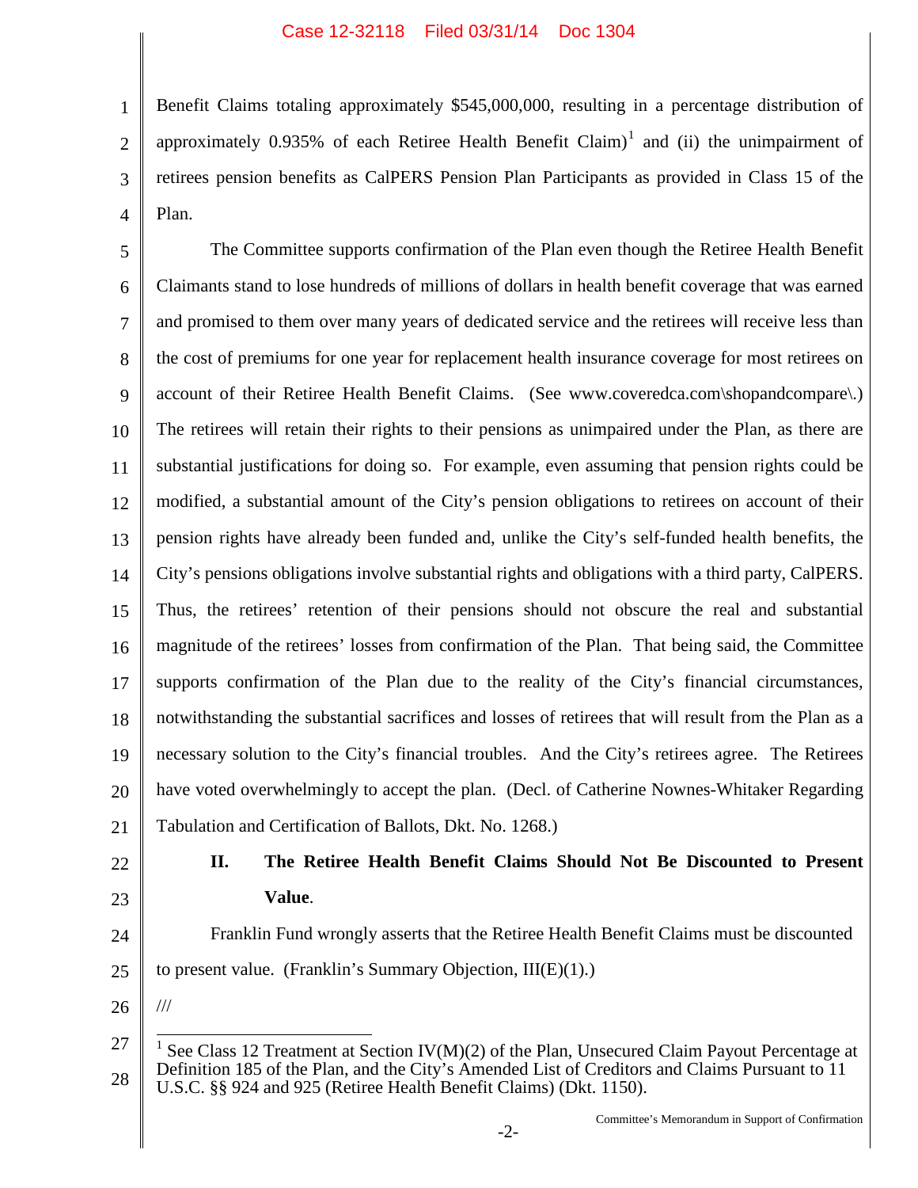Benefit Claims totaling approximately $545,000,000, resulting in a percentage distribution of approximately 0.935% of each Retiree Health Benefit Claim)[1] and (ii) the unimpairment of retirees pension benefits as CalPERS Pension Plan Participants as provided in Class 15 of the Plan.

The Committee supports confirmation of the Plan even though the Retiree Health Benefit Claimants stand to lose hundreds of millions of dollars in health benefit coverage that was earned and promised to them over many years of dedicated service and the retirees will receive less than the cost of premiums for one year for replacement health insurance coverage for most retirees on account of their Retiree Health Benefit Claims. (See www.coveredca.com\shopandcompare\.) The retirees will retain their rights to their pensions as unimpaired under the Plan, as there are substantial justifications for doing so. For example, even assuming that pension rights could be modified, a substantial amount of the City's pension obligations to retirees on account of their pension rights have already been funded and, unlike the City's self-funded health benefits, the City's pensions obligations involve substantial rights and obligations with a third party, CalPERS. Thus, the retirees' retention of their pensions should not obscure the real and substantial magnitude of the retirees' losses from confirmation of the Plan. That being said, the Committee supports confirmation of the Plan due to the reality of the City's financial circumstances, notwithstanding the substantial sacrifices and losses of retirees that will result from the Plan as a necessary solution to the City's financial troubles. And the City's retirees agree. The Retirees have voted overwhelmingly to accept the plan. (Decl. of Catherine Nownes-Whitaker Regarding Tabulation and Certification of Ballots, Dkt. No. 1268.)

## II. The Retiree Health Benefit Claims Should Not Be Discounted to Present Value.

Franklin Fund wrongly asserts that the Retiree Health Benefit Claims must be discounted to present value. (Franklin's Summary Objection, III(E)(1).)

///

[1] See Class 12 Treatment at Section IV(M)(2) of the Plan, Unsecured Claim Payout Percentage at Definition 185 of the Plan, and the City's Amended List of Creditors and Claims Pursuant to 11 U.S.C. §§ 924 and 925 (Retiree Health Benefit Claims) (Dkt. 1150).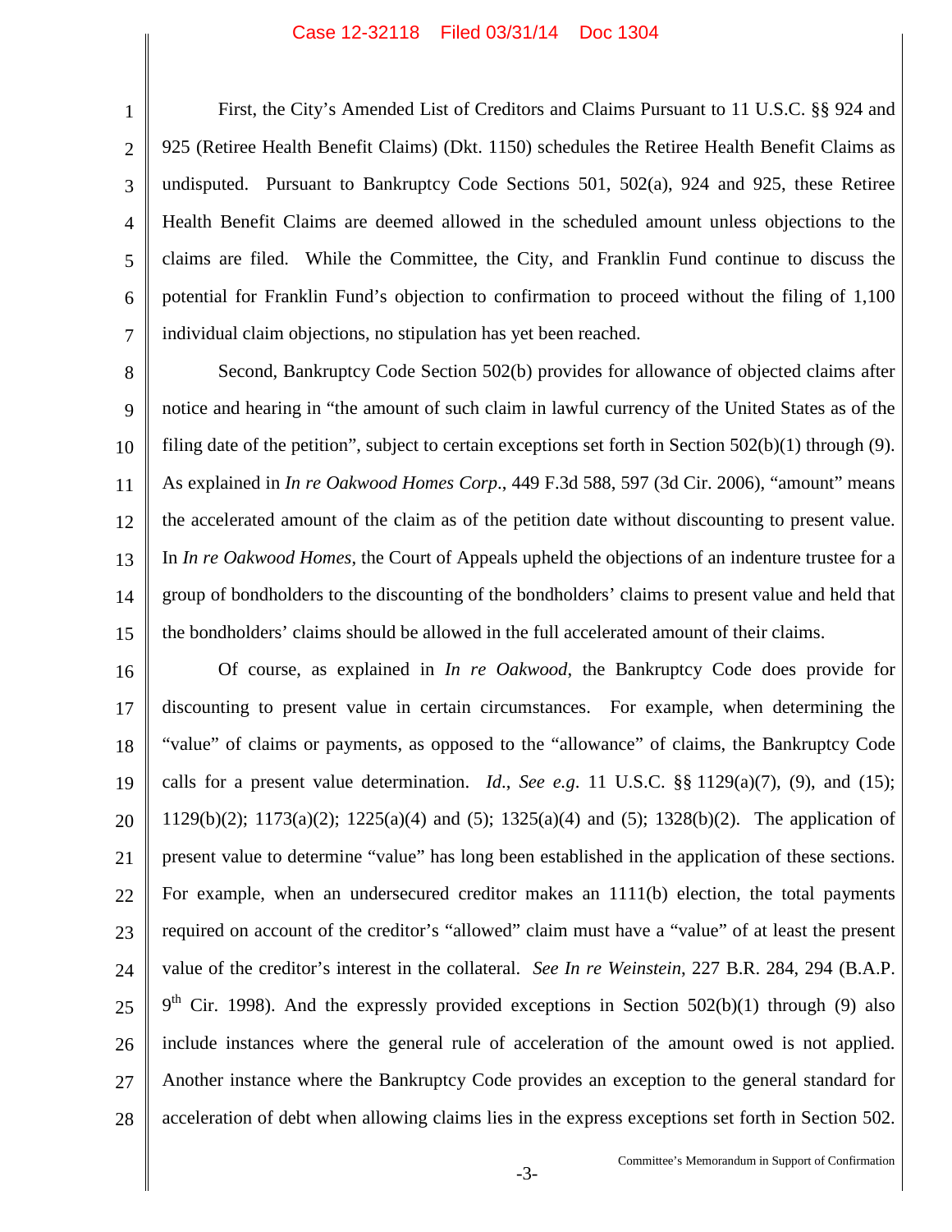First, the City's Amended List of Creditors and Claims Pursuant to 11 U.S.C. §§ 924 and 925 (Retiree Health Benefit Claims) (Dkt. 1150) schedules the Retiree Health Benefit Claims as undisputed. Pursuant to Bankruptcy Code Sections 501, 502(a), 924 and 925, these Retiree Health Benefit Claims are deemed allowed in the scheduled amount unless objections to the claims are filed. While the Committee, the City, and Franklin Fund continue to discuss the potential for Franklin Fund's objection to confirmation to proceed without the filing of 1,100 individual claim objections, no stipulation has yet been reached.

Second, Bankruptcy Code Section 502(b) provides for allowance of objected claims after notice and hearing in "the amount of such claim in lawful currency of the United States as of the filing date of the petition", subject to certain exceptions set forth in Section 502(b)(1) through (9). As explained in *In re Oakwood Homes Corp*., 449 F.3d 588, 597 (3d Cir. 2006), "amount" means the accelerated amount of the claim as of the petition date without discounting to present value. In *In re Oakwood Homes*, the Court of Appeals upheld the objections of an indenture trustee for a group of bondholders to the discounting of the bondholders' claims to present value and held that the bondholders' claims should be allowed in the full accelerated amount of their claims.

Of course, as explained in *In re Oakwood*, the Bankruptcy Code does provide for discounting to present value in certain circumstances. For example, when determining the "value" of claims or payments, as opposed to the "allowance" of claims, the Bankruptcy Code calls for a present value determination. *Id*., *See e.g*. 11 U.S.C. §§ 1129(a)(7), (9), and (15); 1129(b)(2); 1173(a)(2); 1225(a)(4) and (5); 1325(a)(4) and (5); 1328(b)(2). The application of present value to determine "value" has long been established in the application of these sections. For example, when an undersecured creditor makes an 1111(b) election, the total payments required on account of the creditor's "allowed" claim must have a "value" of at least the present value of the creditor's interest in the collateral. *See In re Weinstein*, 227 B.R. 284, 294 (B.A.P. 9th Cir. 1998). And the expressly provided exceptions in Section 502(b)(1) through (9) also include instances where the general rule of acceleration of the amount owed is not applied. Another instance where the Bankruptcy Code provides an exception to the general standard for acceleration of debt when allowing claims lies in the express exceptions set forth in Section 502.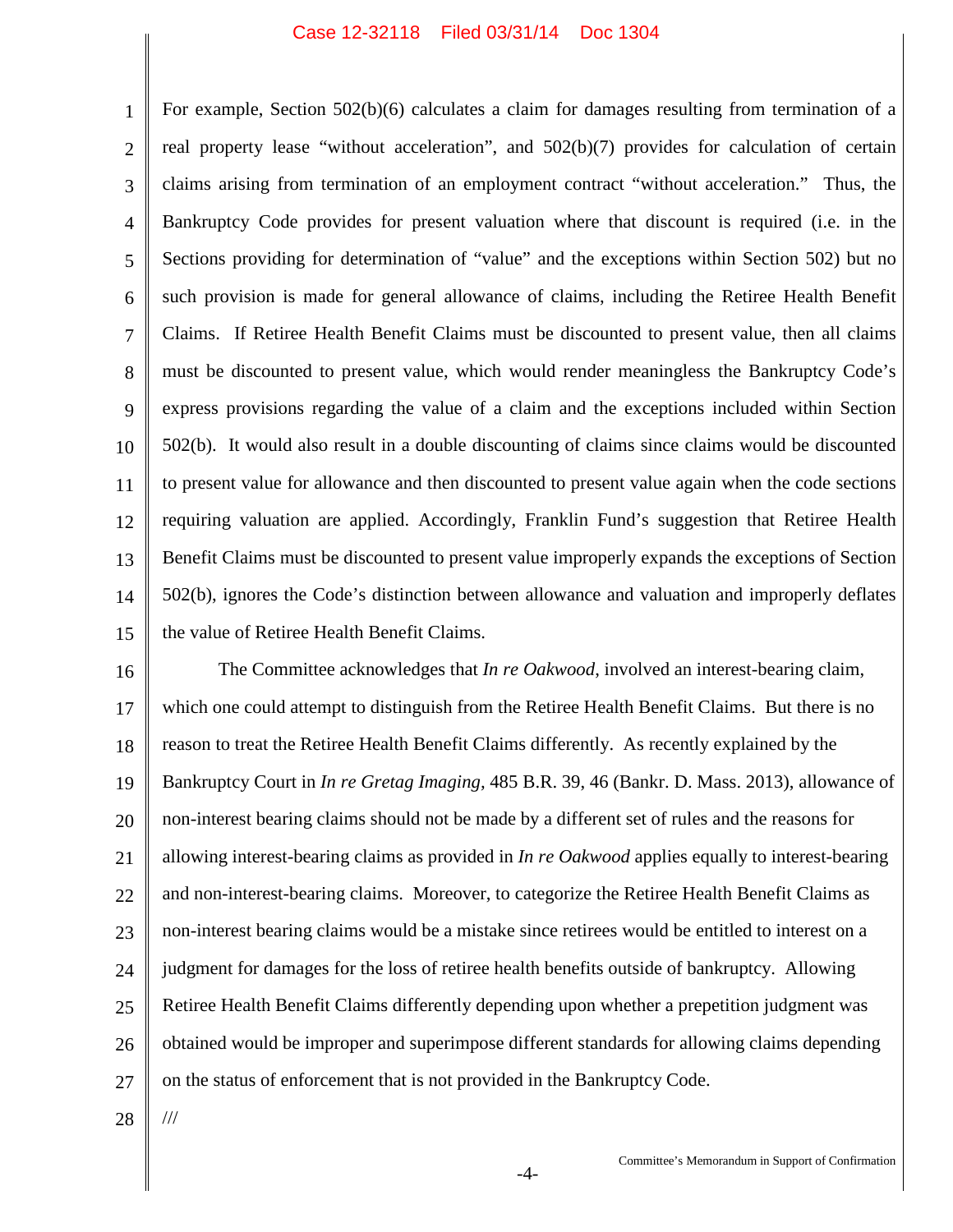For example, Section 502(b)(6) calculates a claim for damages resulting from termination of a real property lease "without acceleration", and 502(b)(7) provides for calculation of certain claims arising from termination of an employment contract "without acceleration." Thus, the Bankruptcy Code provides for present valuation where that discount is required (i.e. in the Sections providing for determination of "value" and the exceptions within Section 502) but no such provision is made for general allowance of claims, including the Retiree Health Benefit Claims. If Retiree Health Benefit Claims must be discounted to present value, then all claims must be discounted to present value, which would render meaningless the Bankruptcy Code's express provisions regarding the value of a claim and the exceptions included within Section 502(b). It would also result in a double discounting of claims since claims would be discounted to present value for allowance and then discounted to present value again when the code sections requiring valuation are applied. Accordingly, Franklin Fund's suggestion that Retiree Health Benefit Claims must be discounted to present value improperly expands the exceptions of Section 502(b), ignores the Code's distinction between allowance and valuation and improperly deflates the value of Retiree Health Benefit Claims.

The Committee acknowledges that *In re Oakwood*, involved an interest-bearing claim, which one could attempt to distinguish from the Retiree Health Benefit Claims. But there is no reason to treat the Retiree Health Benefit Claims differently. As recently explained by the Bankruptcy Court in *In re Gretag Imaging*, 485 B.R. 39, 46 (Bankr. D. Mass. 2013), allowance of non-interest bearing claims should not be made by a different set of rules and the reasons for allowing interest-bearing claims as provided in *In re Oakwood* applies equally to interest-bearing and non-interest-bearing claims. Moreover, to categorize the Retiree Health Benefit Claims as non-interest bearing claims would be a mistake since retirees would be entitled to interest on a judgment for damages for the loss of retiree health benefits outside of bankruptcy. Allowing Retiree Health Benefit Claims differently depending upon whether a prepetition judgment was obtained would be improper and superimpose different standards for allowing claims depending on the status of enforcement that is not provided in the Bankruptcy Code.

///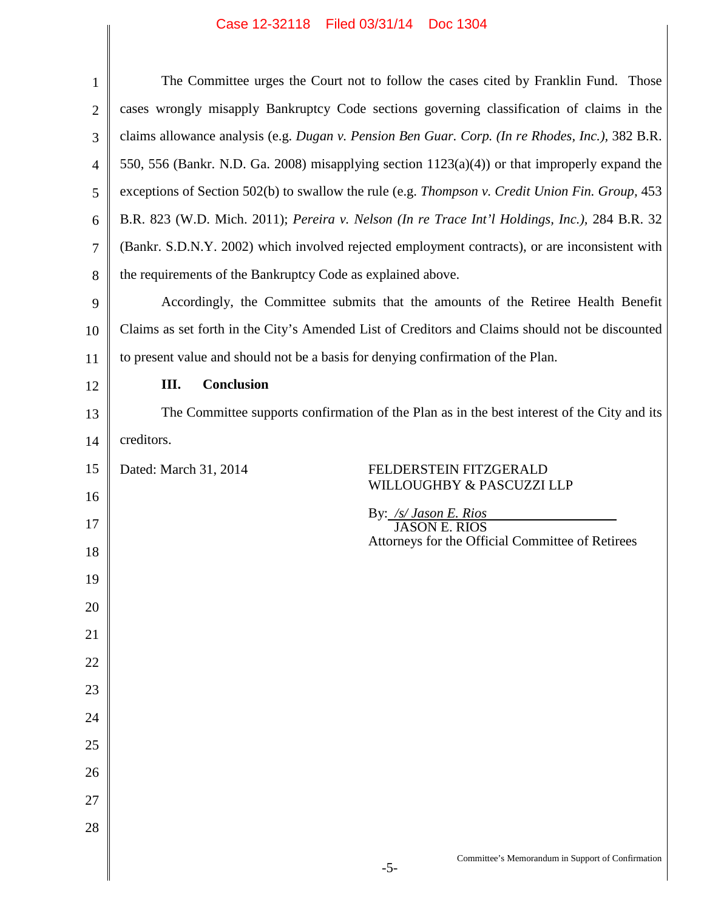The Committee urges the Court not to follow the cases cited by Franklin Fund. Those cases wrongly misapply Bankruptcy Code sections governing classification of claims in the claims allowance analysis (e.g. *Dugan v. Pension Ben Guar. Corp. (In re Rhodes, Inc.)*, 382 B.R. 550, 556 (Bankr. N.D. Ga. 2008) misapplying section 1123(a)(4)) or that improperly expand the exceptions of Section 502(b) to swallow the rule (e.g. *Thompson v. Credit Union Fin. Group*, 453 B.R. 823 (W.D. Mich. 2011); *Pereira v. Nelson (In re Trace Int'l Holdings, Inc.)*, 284 B.R. 32 (Bankr. S.D.N.Y. 2002) which involved rejected employment contracts), or are inconsistent with the requirements of the Bankruptcy Code as explained above.

Accordingly, the Committee submits that the amounts of the Retiree Health Benefit Claims as set forth in the City's Amended List of Creditors and Claims should not be discounted to present value and should not be a basis for denying confirmation of the Plan.

### III. Conclusion

The Committee supports confirmation of the Plan as in the best interest of the City and its creditors.

Dated: March 31, 2014

FELDERSTEIN FITZGERALD
WILLOUGHBY & PASCUZZI LLP

By: */s/ Jason E. Rios*
JASON E. RIOS
Attorneys for the Official Committee of Retirees